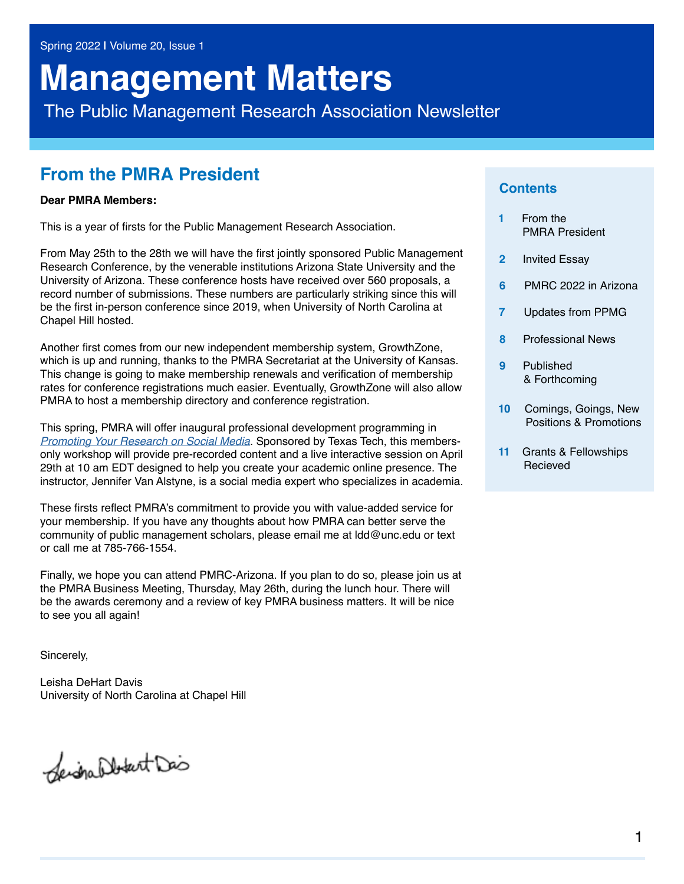Spring 2022 I Volume 20, Issue 1

# Management Matters

The Public Management Research Association Newsletter

## From the PMRA President

**Dear PMRA Members:**

This is a year of firsts for the Public Management Research Association.

From May 25th to the 28th we will have the first jointly sponsored Public Management Research Conference, by the venerable institutions Arizona State University and the University of Arizona. These conference hosts have received over 560 proposals, a record number of submissions. These numbers are particularly striking since this will be the first in-person conference since 2019, when University of North Carolina at Chapel Hill hosted.

Another first comes from our new independent membership system, GrowthZone, which is up and running, thanks to the PMRA Secretariat at the University of Kansas. This change is going to make membership renewals and verification of membership rates for conference registrations much easier. Eventually, GrowthZone will also allow PMRA to host a membership directory and conference registration.

This spring, PMRA will offer inaugural professional development programming in *Promoting Your Research on Social Media*. Sponsored by Texas Tech, this members-only workshop will provide pre-recorded content and a live interactive session on April 29th at 10 am EDT designed to help you create your academic online presence. The instructor, Jennifer Van Alstyne, is a social media expert who specializes in academia.

These firsts reflect PMRA's commitment to provide you with value-added service for your membership. If you have any thoughts about how PMRA can better serve the community of public management scholars, please email me at ldd@unc.edu or text or call me at 785-766-1554.

Finally, we hope you can attend PMRC-Arizona. If you plan to do so, please join us at the PMRA Business Meeting, Thursday, May 26th, during the lunch hour. There will be the awards ceremony and a review of key PMRA business matters. It will be nice to see you all again!

Sincerely,

Leisha DeHart Davis
University of North Carolina at Chapel Hill

### Contents

- 1 From the PMRA President
- 2 Invited Essay
- 6 PMRC 2022 in Arizona
- 7 Updates from PPMG
- 8 Professional News
- 9 Published & Forthcoming
- 10 Comings, Goings, New Positions & Promotions
- 11 Grants & Fellowships Recieved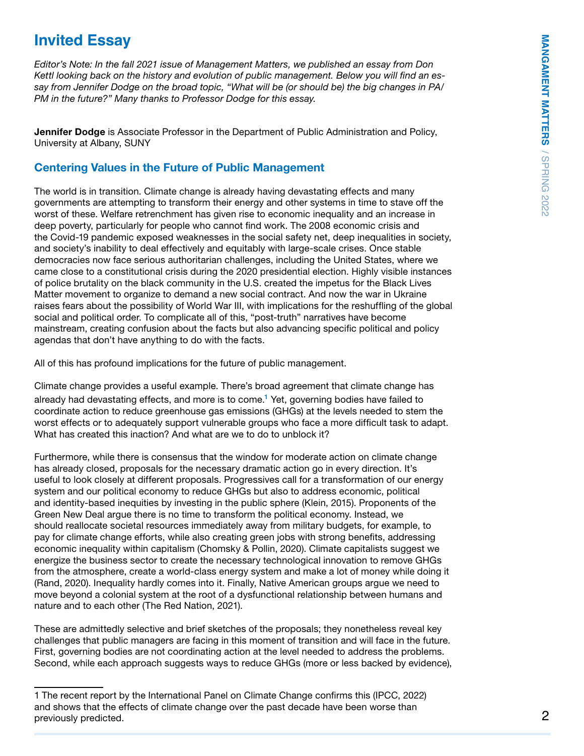# Invited Essay

*Editor's Note: In the fall 2021 issue of Management Matters, we published an essay from Don Kettl looking back on the history and evolution of public management. Below you will find an essay from Jennifer Dodge on the broad topic, "What will be (or should be) the big changes in PA/PM in the future?" Many thanks to Professor Dodge for this essay.*

**Jennifer Dodge** is Associate Professor in the Department of Public Administration and Policy, University at Albany, SUNY

## Centering Values in the Future of Public Management

The world is in transition. Climate change is already having devastating effects and many governments are attempting to transform their energy and other systems in time to stave off the worst of these. Welfare retrenchment has given rise to economic inequality and an increase in deep poverty, particularly for people who cannot find work. The 2008 economic crisis and the Covid-19 pandemic exposed weaknesses in the social safety net, deep inequalities in society, and society's inability to deal effectively and equitably with large-scale crises. Once stable democracies now face serious authoritarian challenges, including the United States, where we came close to a constitutional crisis during the 2020 presidential election. Highly visible instances of police brutality on the black community in the U.S. created the impetus for the Black Lives Matter movement to organize to demand a new social contract. And now the war in Ukraine raises fears about the possibility of World War III, with implications for the reshuffling of the global social and political order. To complicate all of this, "post-truth" narratives have become mainstream, creating confusion about the facts but also advancing specific political and policy agendas that don't have anything to do with the facts.

All of this has profound implications for the future of public management.

Climate change provides a useful example. There's broad agreement that climate change has already had devastating effects, and more is to come.[1] Yet, governing bodies have failed to coordinate action to reduce greenhouse gas emissions (GHGs) at the levels needed to stem the worst effects or to adequately support vulnerable groups who face a more difficult task to adapt. What has created this inaction? And what are we to do to unblock it?

Furthermore, while there is consensus that the window for moderate action on climate change has already closed, proposals for the necessary dramatic action go in every direction. It's useful to look closely at different proposals. Progressives call for a transformation of our energy system and our political economy to reduce GHGs but also to address economic, political and identity-based inequities by investing in the public sphere (Klein, 2015). Proponents of the Green New Deal argue there is no time to transform the political economy. Instead, we should reallocate societal resources immediately away from military budgets, for example, to pay for climate change efforts, while also creating green jobs with strong benefits, addressing economic inequality within capitalism (Chomsky & Pollin, 2020). Climate capitalists suggest we energize the business sector to create the necessary technological innovation to remove GHGs from the atmosphere, create a world-class energy system and make a lot of money while doing it (Rand, 2020). Inequality hardly comes into it. Finally, Native American groups argue we need to move beyond a colonial system at the root of a dysfunctional relationship between humans and nature and to each other (The Red Nation, 2021).

These are admittedly selective and brief sketches of the proposals; they nonetheless reveal key challenges that public managers are facing in this moment of transition and will face in the future. First, governing bodies are not coordinating action at the level needed to address the problems. Second, while each approach suggests ways to reduce GHGs (more or less backed by evidence),

---

1 The recent report by the International Panel on Climate Change confirms this (IPCC, 2022) and shows that the effects of climate change over the past decade have been worse than previously predicted.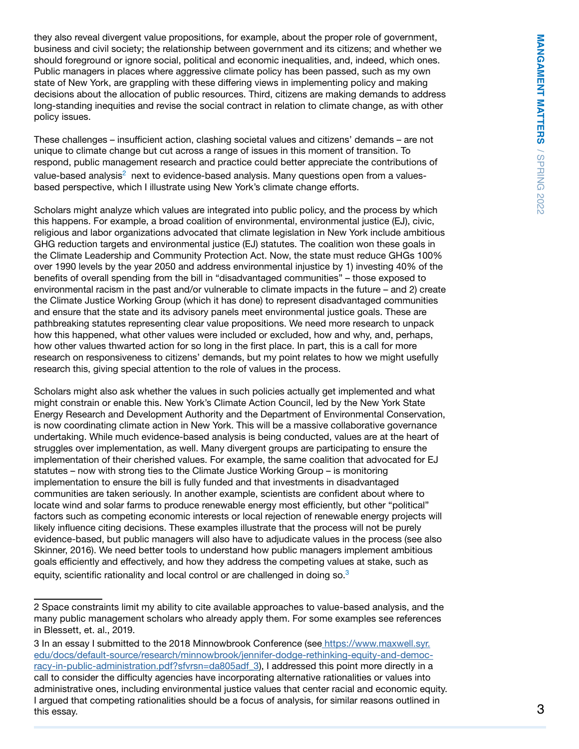they also reveal divergent value propositions, for example, about the proper role of government, business and civil society; the relationship between government and its citizens; and whether we should foreground or ignore social, political and economic inequalities, and, indeed, which ones. Public managers in places where aggressive climate policy has been passed, such as my own state of New York, are grappling with these differing views in implementing policy and making decisions about the allocation of public resources. Third, citizens are making demands to address long-standing inequities and revise the social contract in relation to climate change, as with other policy issues.

These challenges – insufficient action, clashing societal values and citizens' demands – are not unique to climate change but cut across a range of issues in this moment of transition. To respond, public management research and practice could better appreciate the contributions of value-based analysis[2] next to evidence-based analysis. Many questions open from a values-based perspective, which I illustrate using New York's climate change efforts.

Scholars might analyze which values are integrated into public policy, and the process by which this happens. For example, a broad coalition of environmental, environmental justice (EJ), civic, religious and labor organizations advocated that climate legislation in New York include ambitious GHG reduction targets and environmental justice (EJ) statutes. The coalition won these goals in the Climate Leadership and Community Protection Act. Now, the state must reduce GHGs 100% over 1990 levels by the year 2050 and address environmental injustice by 1) investing 40% of the benefits of overall spending from the bill in "disadvantaged communities" – those exposed to environmental racism in the past and/or vulnerable to climate impacts in the future – and 2) create the Climate Justice Working Group (which it has done) to represent disadvantaged communities and ensure that the state and its advisory panels meet environmental justice goals. These are pathbreaking statutes representing clear value propositions. We need more research to unpack how this happened, what other values were included or excluded, how and why, and, perhaps, how other values thwarted action for so long in the first place. In part, this is a call for more research on responsiveness to citizens' demands, but my point relates to how we might usefully research this, giving special attention to the role of values in the process.

Scholars might also ask whether the values in such policies actually get implemented and what might constrain or enable this. New York's Climate Action Council, led by the New York State Energy Research and Development Authority and the Department of Environmental Conservation, is now coordinating climate action in New York. This will be a massive collaborative governance undertaking. While much evidence-based analysis is being conducted, values are at the heart of struggles over implementation, as well. Many divergent groups are participating to ensure the implementation of their cherished values. For example, the same coalition that advocated for EJ statutes – now with strong ties to the Climate Justice Working Group – is monitoring implementation to ensure the bill is fully funded and that investments in disadvantaged communities are taken seriously. In another example, scientists are confident about where to locate wind and solar farms to produce renewable energy most efficiently, but other "political" factors such as competing economic interests or local rejection of renewable energy projects will likely influence citing decisions. These examples illustrate that the process will not be purely evidence-based, but public managers will also have to adjudicate values in the process (see also Skinner, 2016). We need better tools to understand how public managers implement ambitious goals efficiently and effectively, and how they address the competing values at stake, such as equity, scientific rationality and local control or are challenged in doing so.[3]

---

2 Space constraints limit my ability to cite available approaches to value-based analysis, and the many public management scholars who already apply them. For some examples see references in Blessett, et. al., 2019.

3 In an essay I submitted to the 2018 Minnowbrook Conference (see https://www.maxwell.syr.edu/docs/default-source/research/minnowbrook/jennifer-dodge-rethinking-equity-and-democracy-in-public-administration.pdf?sfvrsn=da805adf_3), I addressed this point more directly in a call to consider the difficulty agencies have incorporating alternative rationalities or values into administrative ones, including environmental justice values that center racial and economic equity. I argued that competing rationalities should be a focus of analysis, for similar reasons outlined in this essay.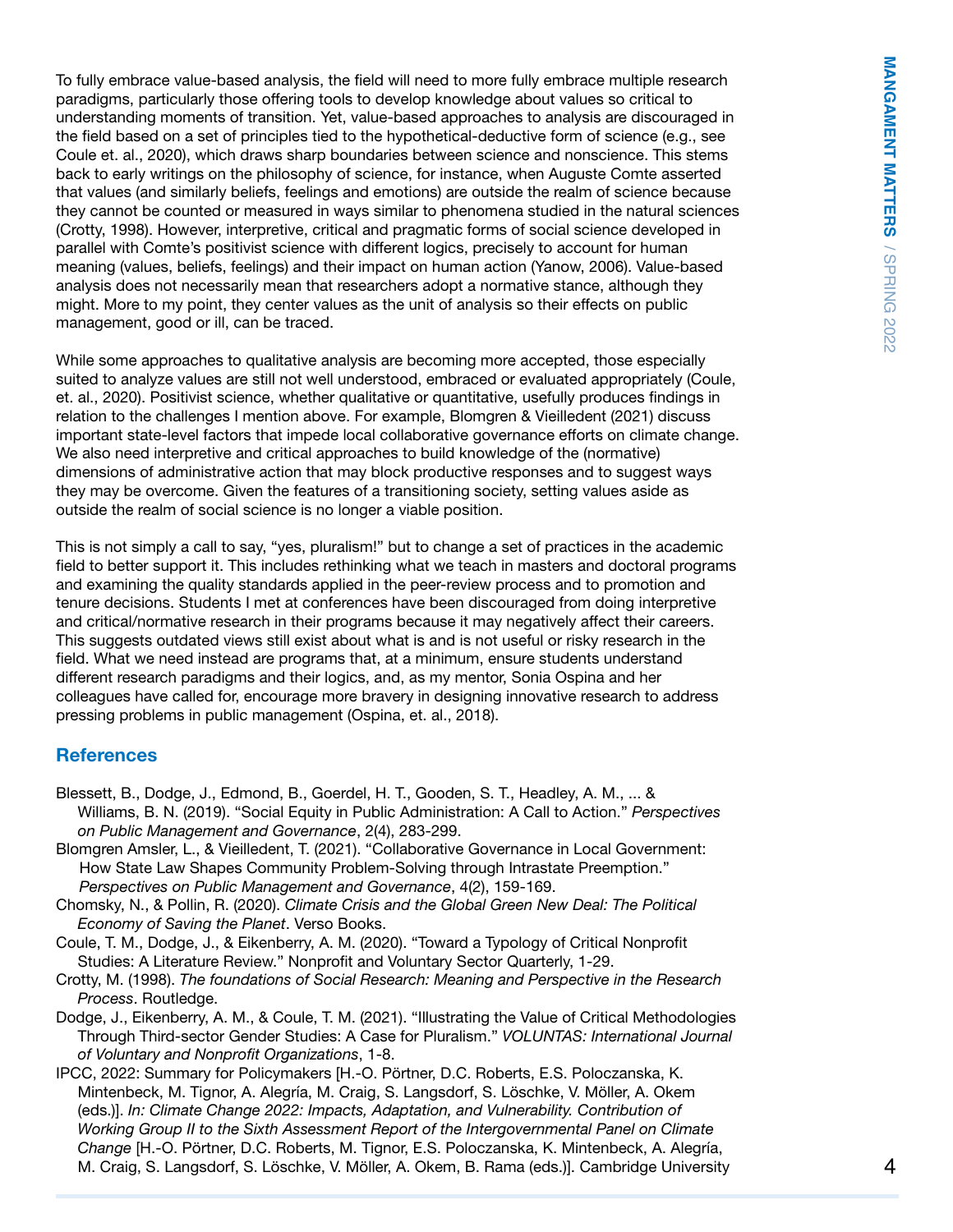To fully embrace value-based analysis, the field will need to more fully embrace multiple research paradigms, particularly those offering tools to develop knowledge about values so critical to understanding moments of transition. Yet, value-based approaches to analysis are discouraged in the field based on a set of principles tied to the hypothetical-deductive form of science (e.g., see Coule et. al., 2020), which draws sharp boundaries between science and nonscience. This stems back to early writings on the philosophy of science, for instance, when Auguste Comte asserted that values (and similarly beliefs, feelings and emotions) are outside the realm of science because they cannot be counted or measured in ways similar to phenomena studied in the natural sciences (Crotty, 1998). However, interpretive, critical and pragmatic forms of social science developed in parallel with Comte's positivist science with different logics, precisely to account for human meaning (values, beliefs, feelings) and their impact on human action (Yanow, 2006). Value-based analysis does not necessarily mean that researchers adopt a normative stance, although they might. More to my point, they center values as the unit of analysis so their effects on public management, good or ill, can be traced.

While some approaches to qualitative analysis are becoming more accepted, those especially suited to analyze values are still not well understood, embraced or evaluated appropriately (Coule, et. al., 2020). Positivist science, whether qualitative or quantitative, usefully produces findings in relation to the challenges I mention above. For example, Blomgren & Vieilledent (2021) discuss important state-level factors that impede local collaborative governance efforts on climate change. We also need interpretive and critical approaches to build knowledge of the (normative) dimensions of administrative action that may block productive responses and to suggest ways they may be overcome. Given the features of a transitioning society, setting values aside as outside the realm of social science is no longer a viable position.

This is not simply a call to say, "yes, pluralism!" but to change a set of practices in the academic field to better support it. This includes rethinking what we teach in masters and doctoral programs and examining the quality standards applied in the peer-review process and to promotion and tenure decisions. Students I met at conferences have been discouraged from doing interpretive and critical/normative research in their programs because it may negatively affect their careers. This suggests outdated views still exist about what is and is not useful or risky research in the field. What we need instead are programs that, at a minimum, ensure students understand different research paradigms and their logics, and, as my mentor, Sonia Ospina and her colleagues have called for, encourage more bravery in designing innovative research to address pressing problems in public management (Ospina, et. al., 2018).

## References

Blessett, B., Dodge, J., Edmond, B., Goerdel, H. T., Gooden, S. T., Headley, A. M., ... & Williams, B. N. (2019). "Social Equity in Public Administration: A Call to Action." *Perspectives on Public Management and Governance*, 2(4), 283-299.

Blomgren Amsler, L., & Vieilledent, T. (2021). "Collaborative Governance in Local Government: How State Law Shapes Community Problem-Solving through Intrastate Preemption." *Perspectives on Public Management and Governance*, 4(2), 159-169.

Chomsky, N., & Pollin, R. (2020). *Climate Crisis and the Global Green New Deal: The Political Economy of Saving the Planet*. Verso Books.

Coule, T. M., Dodge, J., & Eikenberry, A. M. (2020). "Toward a Typology of Critical Nonprofit Studies: A Literature Review." Nonprofit and Voluntary Sector Quarterly, 1-29.

Crotty, M. (1998). *The foundations of Social Research: Meaning and Perspective in the Research Process*. Routledge.

Dodge, J., Eikenberry, A. M., & Coule, T. M. (2021). "Illustrating the Value of Critical Methodologies Through Third-sector Gender Studies: A Case for Pluralism." *VOLUNTAS: International Journal of Voluntary and Nonprofit Organizations*, 1-8.

IPCC, 2022: Summary for Policymakers [H.-O. Pörtner, D.C. Roberts, E.S. Poloczanska, K. Mintenbeck, M. Tignor, A. Alegría, M. Craig, S. Langsdorf, S. Löschke, V. Möller, A. Okem (eds.)]. *In: Climate Change 2022: Impacts, Adaptation, and Vulnerability. Contribution of Working Group II to the Sixth Assessment Report of the Intergovernmental Panel on Climate Change* [H.-O. Pörtner, D.C. Roberts, M. Tignor, E.S. Poloczanska, K. Mintenbeck, A. Alegría, M. Craig, S. Langsdorf, S. Löschke, V. Möller, A. Okem, B. Rama (eds.)]. Cambridge University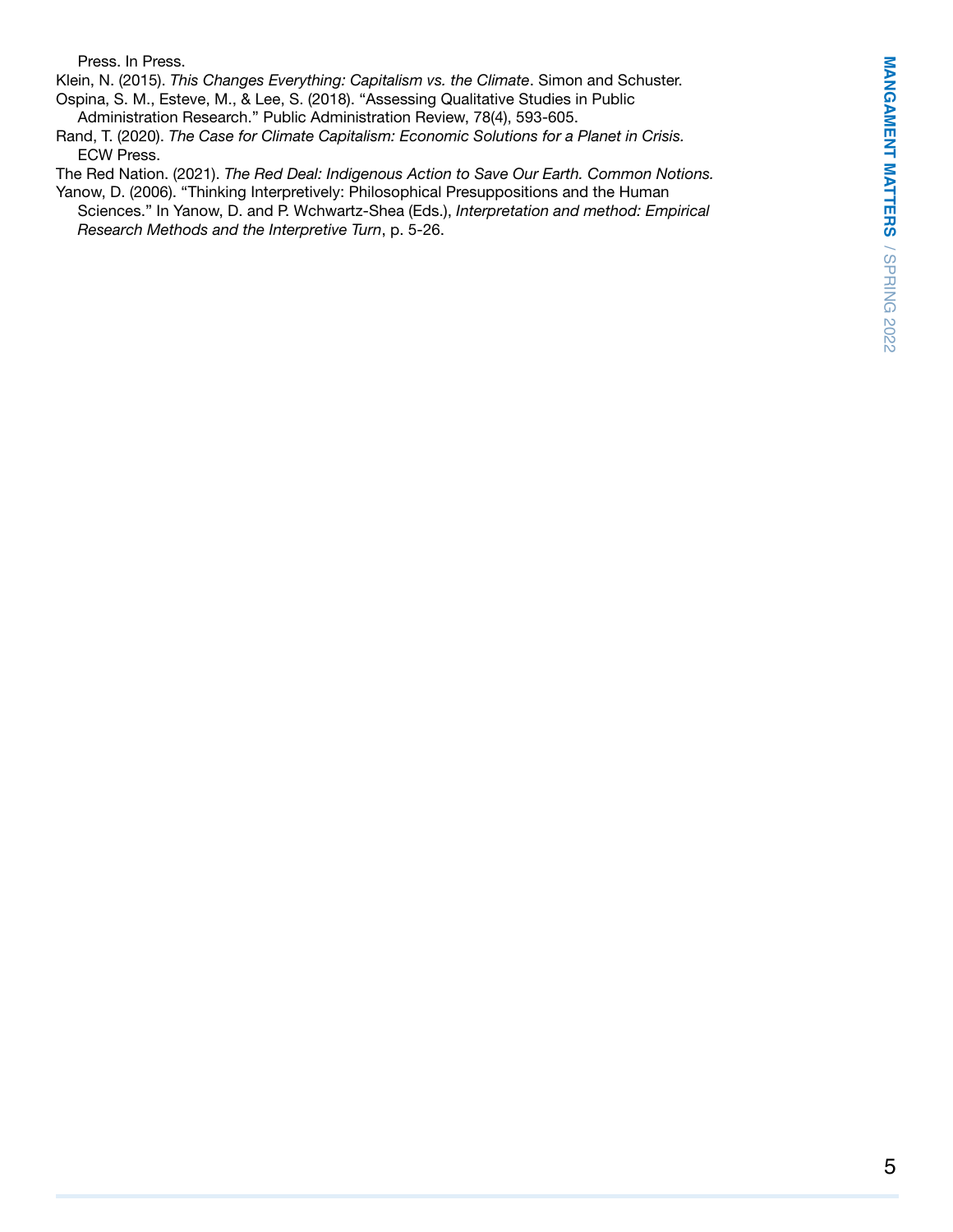Press. In Press.

Klein, N. (2015). *This Changes Everything: Capitalism vs. the Climate*. Simon and Schuster.

Ospina, S. M., Esteve, M., & Lee, S. (2018). "Assessing Qualitative Studies in Public Administration Research." Public Administration Review, 78(4), 593-605.

Rand, T. (2020). *The Case for Climate Capitalism: Economic Solutions for a Planet in Crisis.* ECW Press.

The Red Nation. (2021). *The Red Deal: Indigenous Action to Save Our Earth. Common Notions.*

Yanow, D. (2006). "Thinking Interpretively: Philosophical Presuppositions and the Human Sciences." In Yanow, D. and P. Wchwartz-Shea (Eds.), *Interpretation and method: Empirical Research Methods and the Interpretive Turn*, p. 5-26.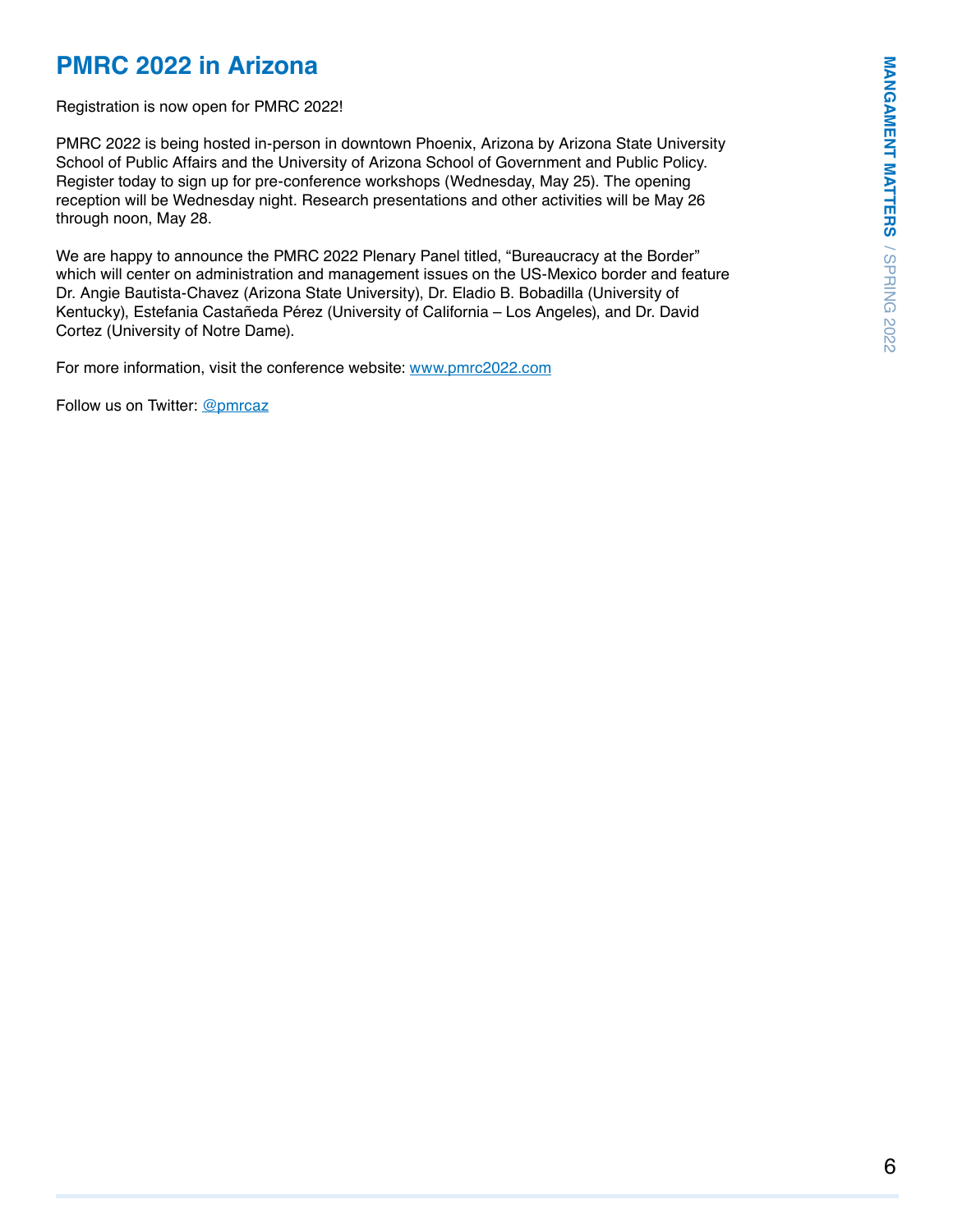# PMRC 2022 in Arizona

Registration is now open for PMRC 2022!

PMRC 2022 is being hosted in-person in downtown Phoenix, Arizona by Arizona State University School of Public Affairs and the University of Arizona School of Government and Public Policy. Register today to sign up for pre-conference workshops (Wednesday, May 25). The opening reception will be Wednesday night. Research presentations and other activities will be May 26 through noon, May 28.

We are happy to announce the PMRC 2022 Plenary Panel titled, "Bureaucracy at the Border" which will center on administration and management issues on the US-Mexico border and feature Dr. Angie Bautista-Chavez (Arizona State University), Dr. Eladio B. Bobadilla (University of Kentucky), Estefania Castañeda Pérez (University of California – Los Angeles), and Dr. David Cortez (University of Notre Dame).

For more information, visit the conference website: [www.pmrc2022.com](www.pmrc2022.com)

Follow us on Twitter: [@pmrcaz](@pmrcaz)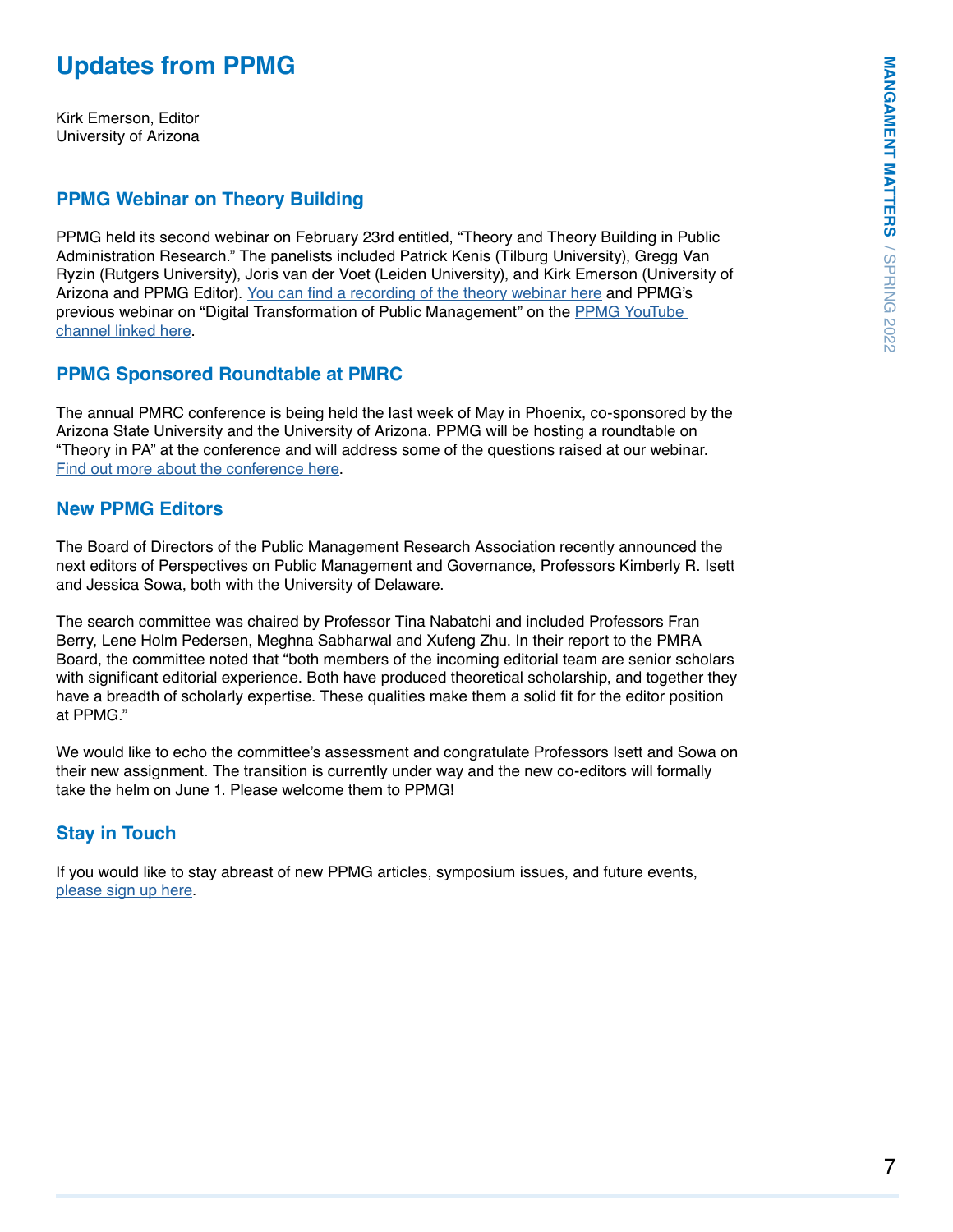# Updates from PPMG

Kirk Emerson, Editor
University of Arizona

## PPMG Webinar on Theory Building

PPMG held its second webinar on February 23rd entitled, "Theory and Theory Building in Public Administration Research." The panelists included Patrick Kenis (Tilburg University), Gregg Van Ryzin (Rutgers University), Joris van der Voet (Leiden University), and Kirk Emerson (University of Arizona and PPMG Editor). You can find a recording of the theory webinar here and PPMG's previous webinar on "Digital Transformation of Public Management" on the PPMG YouTube channel linked here.

## PPMG Sponsored Roundtable at PMRC

The annual PMRC conference is being held the last week of May in Phoenix, co-sponsored by the Arizona State University and the University of Arizona. PPMG will be hosting a roundtable on "Theory in PA" at the conference and will address some of the questions raised at our webinar. Find out more about the conference here.

## New PPMG Editors

The Board of Directors of the Public Management Research Association recently announced the next editors of Perspectives on Public Management and Governance, Professors Kimberly R. Isett and Jessica Sowa, both with the University of Delaware.

The search committee was chaired by Professor Tina Nabatchi and included Professors Fran Berry, Lene Holm Pedersen, Meghna Sabharwal and Xufeng Zhu. In their report to the PMRA Board, the committee noted that "both members of the incoming editorial team are senior scholars with significant editorial experience. Both have produced theoretical scholarship, and together they have a breadth of scholarly expertise. These qualities make them a solid fit for the editor position at PPMG."

We would like to echo the committee's assessment and congratulate Professors Isett and Sowa on their new assignment. The transition is currently under way and the new co-editors will formally take the helm on June 1. Please welcome them to PPMG!

## Stay in Touch

If you would like to stay abreast of new PPMG articles, symposium issues, and future events, please sign up here.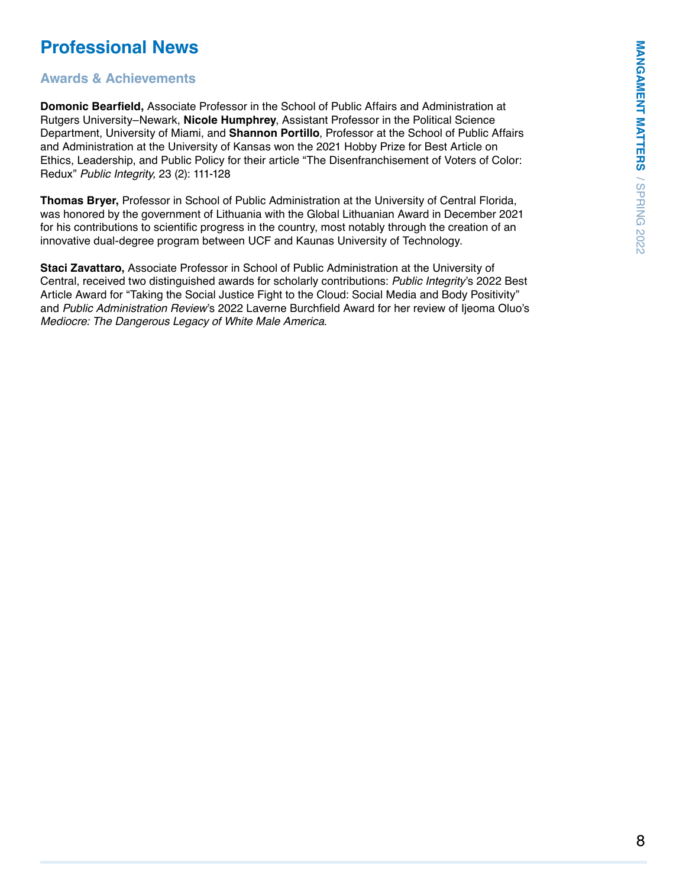# Professional News

## Awards & Achievements

**Domonic Bearfield,** Associate Professor in the School of Public Affairs and Administration at Rutgers University–Newark, **Nicole Humphrey**, Assistant Professor in the Political Science Department, University of Miami, and **Shannon Portillo**, Professor at the School of Public Affairs and Administration at the University of Kansas won the 2021 Hobby Prize for Best Article on Ethics, Leadership, and Public Policy for their article "The Disenfranchisement of Voters of Color: Redux" *Public Integrity,* 23 (2): 111-128

**Thomas Bryer,** Professor in School of Public Administration at the University of Central Florida, was honored by the government of Lithuania with the Global Lithuanian Award in December 2021 for his contributions to scientific progress in the country, most notably through the creation of an innovative dual-degree program between UCF and Kaunas University of Technology.

**Staci Zavattaro,** Associate Professor in School of Public Administration at the University of Central, received two distinguished awards for scholarly contributions: *Public Integrity*'s 2022 Best Article Award for "Taking the Social Justice Fight to the Cloud: Social Media and Body Positivity" and *Public Administration Review*'s 2022 Laverne Burchfield Award for her review of Ijeoma Oluo's *Mediocre: The Dangerous Legacy of White Male America*.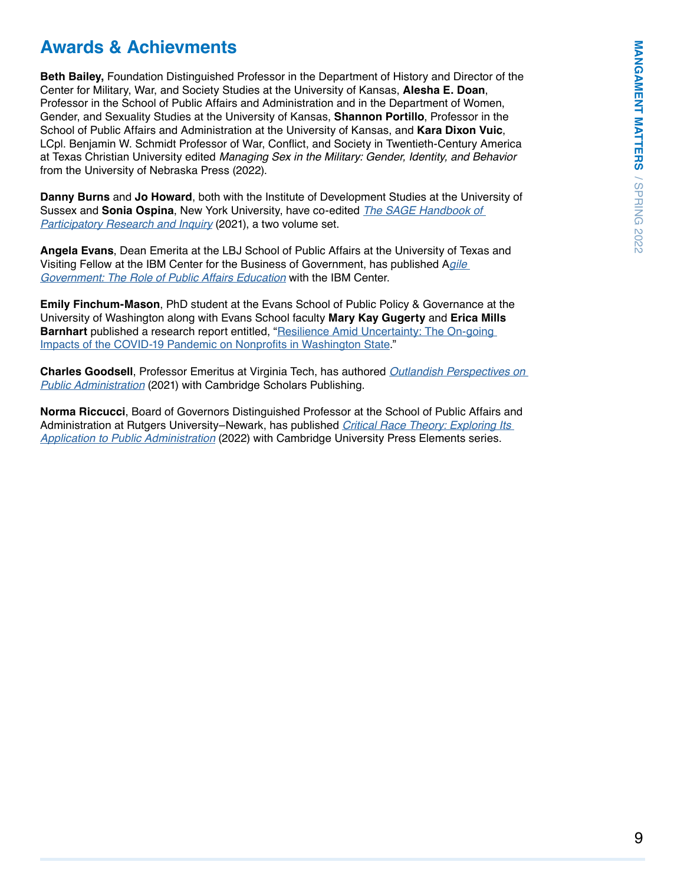## Awards & Achievments

**Beth Bailey,** Foundation Distinguished Professor in the Department of History and Director of the Center for Military, War, and Society Studies at the University of Kansas, **Alesha E. Doan**, Professor in the School of Public Affairs and Administration and in the Department of Women, Gender, and Sexuality Studies at the University of Kansas, **Shannon Portillo**, Professor in the School of Public Affairs and Administration at the University of Kansas, and **Kara Dixon Vuic**, LCpl. Benjamin W. Schmidt Professor of War, Conflict, and Society in Twentieth-Century America at Texas Christian University edited *Managing Sex in the Military: Gender, Identity, and Behavior* from the University of Nebraska Press (2022).

**Danny Burns** and **Jo Howard**, both with the Institute of Development Studies at the University of Sussex and **Sonia Ospina**, New York University, have co-edited *The SAGE Handbook of Participatory Research and Inquiry* (2021), a two volume set.

**Angela Evans**, Dean Emerita at the LBJ School of Public Affairs at the University of Texas and Visiting Fellow at the IBM Center for the Business of Government, has published A*gile Government: The Role of Public Affairs Education* with the IBM Center.

**Emily Finchum-Mason**, PhD student at the Evans School of Public Policy & Governance at the University of Washington along with Evans School faculty **Mary Kay Gugerty** and **Erica Mills Barnhart** published a research report entitled, "Resilience Amid Uncertainty: The On-going Impacts of the COVID-19 Pandemic on Nonprofits in Washington State."

**Charles Goodsell**, Professor Emeritus at Virginia Tech, has authored *Outlandish Perspectives on Public Administration* (2021) with Cambridge Scholars Publishing.

**Norma Riccucci**, Board of Governors Distinguished Professor at the School of Public Affairs and Administration at Rutgers University–Newark, has published *Critical Race Theory: Exploring Its Application to Public Administration* (2022) with Cambridge University Press Elements series.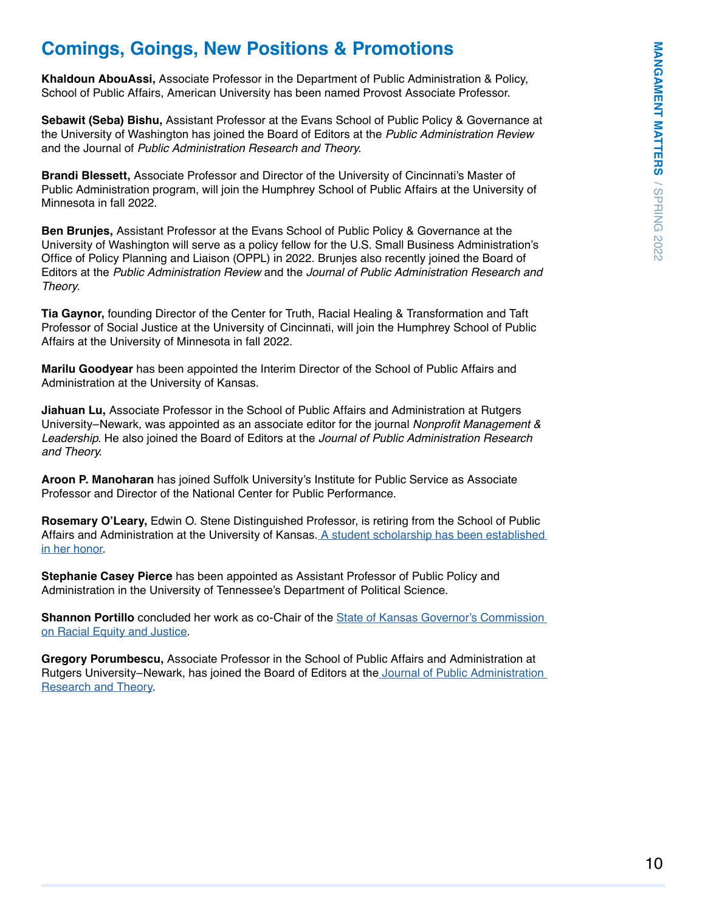# Comings, Goings, New Positions & Promotions

**Khaldoun AbouAssi,** Associate Professor in the Department of Public Administration & Policy, School of Public Affairs, American University has been named Provost Associate Professor.

**Sebawit (Seba) Bishu,** Assistant Professor at the Evans School of Public Policy & Governance at the University of Washington has joined the Board of Editors at the *Public Administration Review* and the Journal of *Public Administration Research and Theory.*

**Brandi Blessett,** Associate Professor and Director of the University of Cincinnati's Master of Public Administration program, will join the Humphrey School of Public Affairs at the University of Minnesota in fall 2022.

**Ben Brunjes,** Assistant Professor at the Evans School of Public Policy & Governance at the University of Washington will serve as a policy fellow for the U.S. Small Business Administration's Office of Policy Planning and Liaison (OPPL) in 2022. Brunjes also recently joined the Board of Editors at the *Public Administration Review* and the *Journal of Public Administration Research and Theory*.

**Tia Gaynor,** founding Director of the Center for Truth, Racial Healing & Transformation and Taft Professor of Social Justice at the University of Cincinnati, will join the Humphrey School of Public Affairs at the University of Minnesota in fall 2022.

**Marilu Goodyear** has been appointed the Interim Director of the School of Public Affairs and Administration at the University of Kansas.

**Jiahuan Lu,** Associate Professor in the School of Public Affairs and Administration at Rutgers University–Newark, was appointed as an associate editor for the journal *Nonprofit Management & Leadership*. He also joined the Board of Editors at the *Journal of Public Administration Research and Theory*.

**Aroon P. Manoharan** has joined Suffolk University's Institute for Public Service as Associate Professor and Director of the National Center for Public Performance.

**Rosemary O'Leary,** Edwin O. Stene Distinguished Professor, is retiring from the School of Public Affairs and Administration at the University of Kansas. A student scholarship has been established in her honor.

**Stephanie Casey Pierce** has been appointed as Assistant Professor of Public Policy and Administration in the University of Tennessee's Department of Political Science.

**Shannon Portillo** concluded her work as co-Chair of the State of Kansas Governor's Commission on Racial Equity and Justice.

**Gregory Porumbescu,** Associate Professor in the School of Public Affairs and Administration at Rutgers University–Newark, has joined the Board of Editors at the Journal of Public Administration Research and Theory.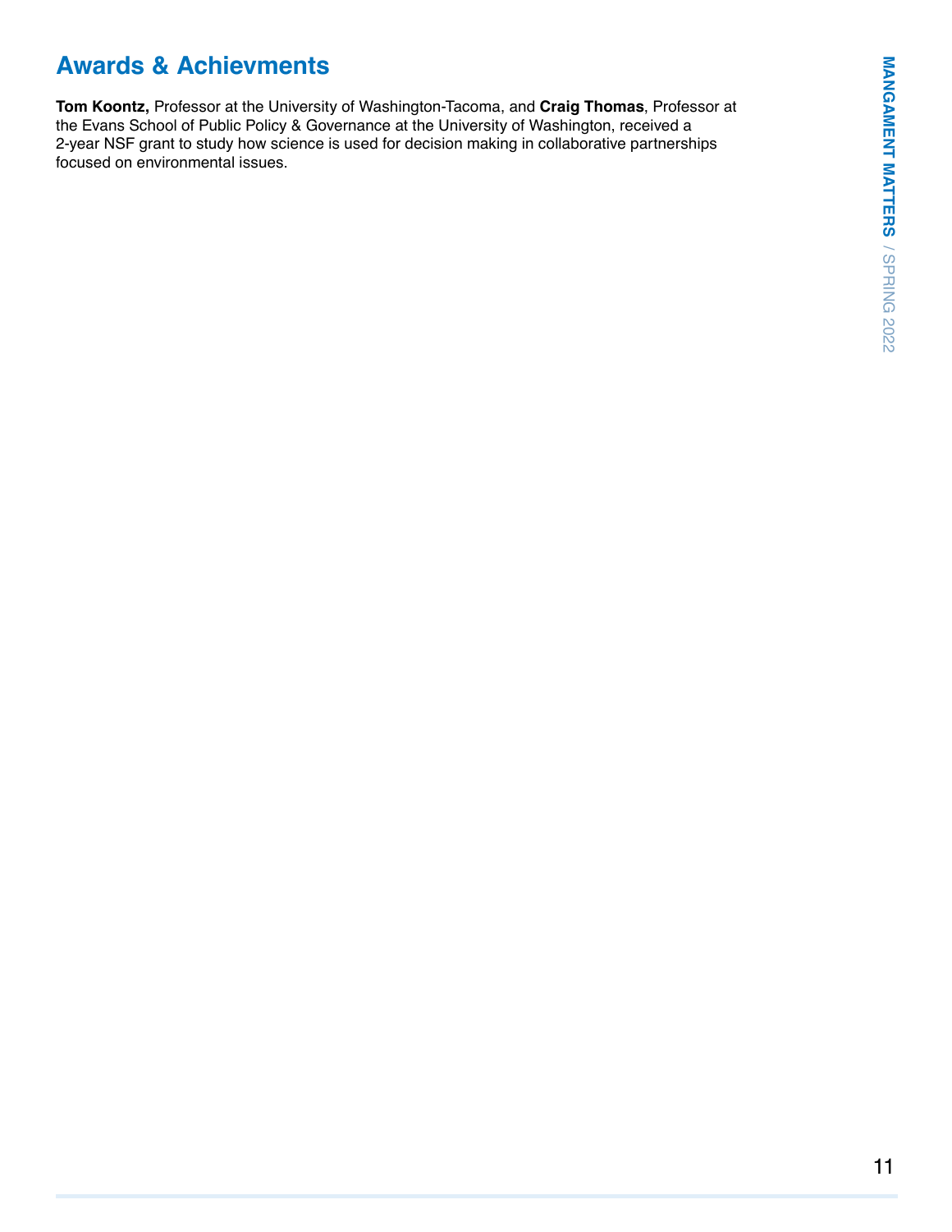## Awards & Achievments

**Tom Koontz,** Professor at the University of Washington-Tacoma, and **Craig Thomas**, Professor at the Evans School of Public Policy & Governance at the University of Washington, received a 2-year NSF grant to study how science is used for decision making in collaborative partnerships focused on environmental issues.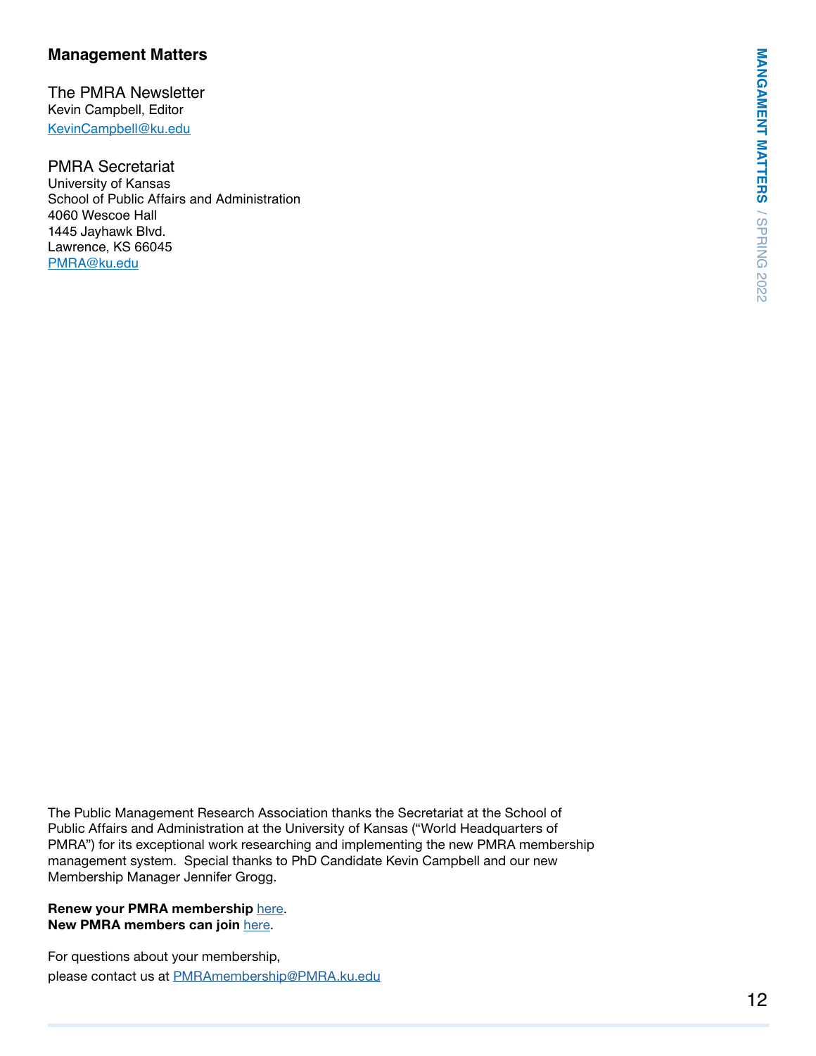**Management Matters**

The PMRA Newsletter
Kevin Campbell, Editor
KevinCampbell@ku.edu

PMRA Secretariat
University of Kansas
School of Public Affairs and Administration
4060 Wescoe Hall
1445 Jayhawk Blvd.
Lawrence, KS 66045
PMRA@ku.edu

The Public Management Research Association thanks the Secretariat at the School of Public Affairs and Administration at the University of Kansas ("World Headquarters of PMRA") for its exceptional work researching and implementing the new PMRA membership management system. Special thanks to PhD Candidate Kevin Campbell and our new Membership Manager Jennifer Grogg.

**Renew your PMRA membership** here.
**New PMRA members can join** here.

For questions about your membership,
please contact us at PMRAmembership@PMRA.ku.edu